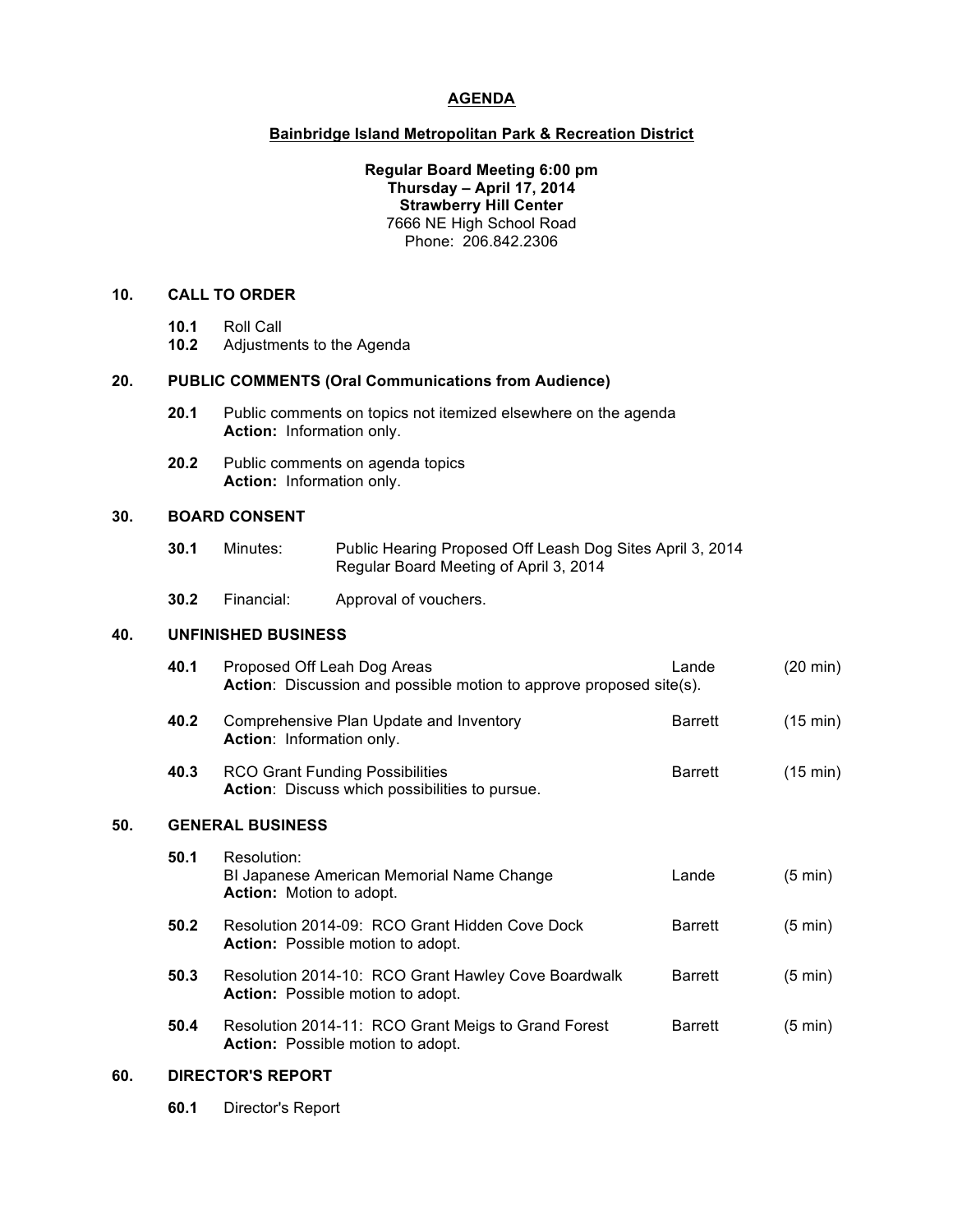# AGENDA

## Bainbridge Island Metropolitan Park & Recreation District

**Regular Board Meeting 6:00 pm**
**Thursday – April 17, 2014**
**Strawberry Hill Center**
7666 NE High School Road
Phone: 206.842.2306

### 10. CALL TO ORDER

- **10.1** Roll Call
- **10.2** Adjustments to the Agenda

### 20. PUBLIC COMMENTS (Oral Communications from Audience)

- **20.1** Public comments on topics not itemized elsewhere on the agenda
  **Action:** Information only.
- **20.2** Public comments on agenda topics
  **Action:** Information only.

### 30. BOARD CONSENT

- **30.1** Minutes: Public Hearing Proposed Off Leash Dog Sites April 3, 2014
  Regular Board Meeting of April 3, 2014
- **30.2** Financial: Approval of vouchers.

### 40. UNFINISHED BUSINESS

| | Item | Presenter | Time |
|---|---|---|---|
| **40.1** | Proposed Off Leah Dog Areas<br>**Action**: Discussion and possible motion to approve proposed site(s). | Lande | (20 min) |
| **40.2** | Comprehensive Plan Update and Inventory<br>**Action**: Information only. | Barrett | (15 min) |
| **40.3** | RCO Grant Funding Possibilities<br>**Action**: Discuss which possibilities to pursue. | Barrett | (15 min) |

### 50. GENERAL BUSINESS

| | Item | Presenter | Time |
|---|---|---|---|
| **50.1** | Resolution:<br>BI Japanese American Memorial Name Change<br>**Action:** Motion to adopt. | Lande | (5 min) |
| **50.2** | Resolution 2014-09: RCO Grant Hidden Cove Dock<br>**Action:** Possible motion to adopt. | Barrett | (5 min) |
| **50.3** | Resolution 2014-10: RCO Grant Hawley Cove Boardwalk<br>**Action:** Possible motion to adopt. | Barrett | (5 min) |
| **50.4** | Resolution 2014-11: RCO Grant Meigs to Grand Forest<br>**Action:** Possible motion to adopt. | Barrett | (5 min) |

### 60. DIRECTOR'S REPORT

- **60.1** Director's Report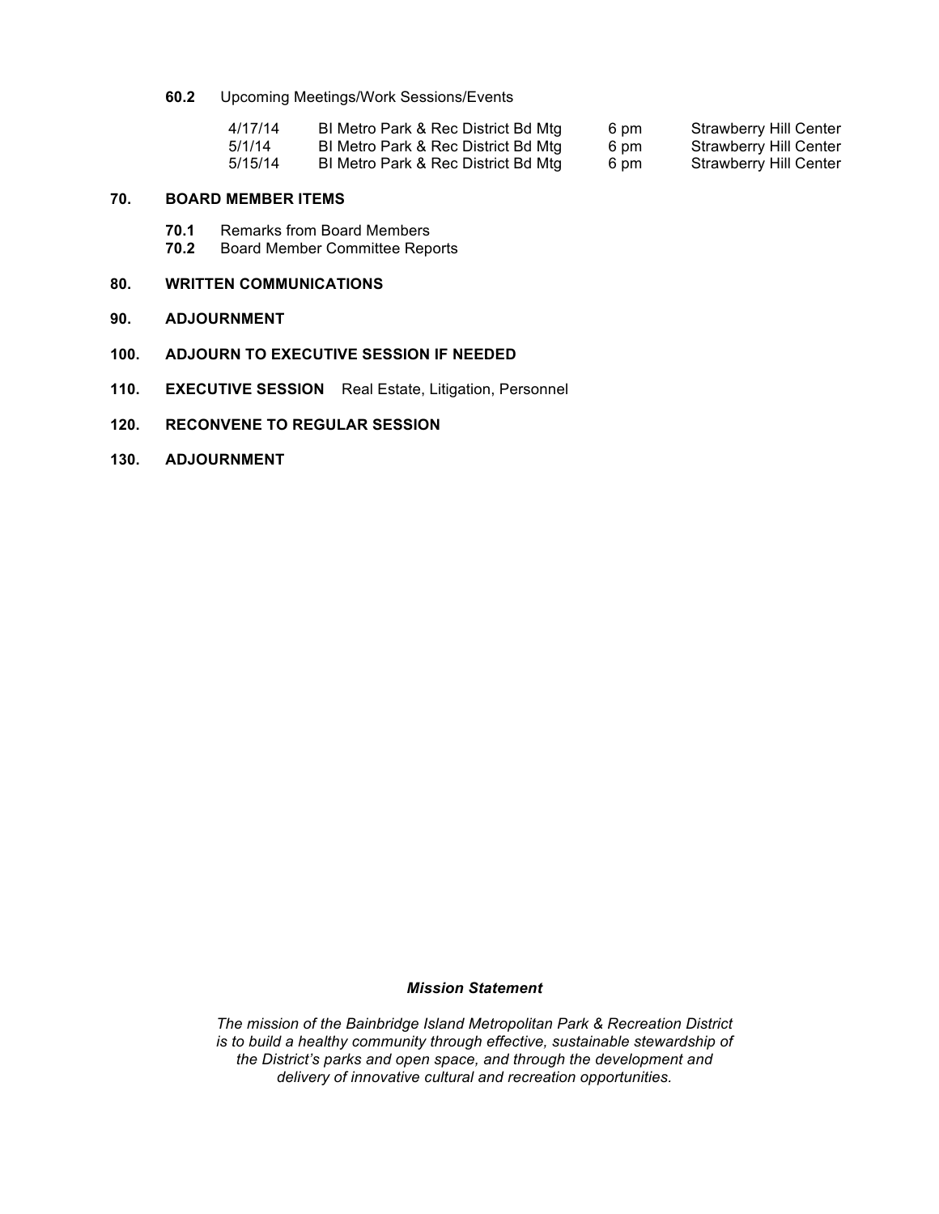**60.2** Upcoming Meetings/Work Sessions/Events

| | | | |
|---|---|---|---|
| 4/17/14 | BI Metro Park & Rec District Bd Mtg | 6 pm | Strawberry Hill Center |
| 5/1/14 | BI Metro Park & Rec District Bd Mtg | 6 pm | Strawberry Hill Center |
| 5/15/14 | BI Metro Park & Rec District Bd Mtg | 6 pm | Strawberry Hill Center |

**70. BOARD MEMBER ITEMS**

**70.1** Remarks from Board Members
**70.2** Board Member Committee Reports

**80. WRITTEN COMMUNICATIONS**

**90. ADJOURNMENT**

**100. ADJOURN TO EXECUTIVE SESSION IF NEEDED**

**110. EXECUTIVE SESSION** Real Estate, Litigation, Personnel

**120. RECONVENE TO REGULAR SESSION**

**130. ADJOURNMENT**

***Mission Statement***

*The mission of the Bainbridge Island Metropolitan Park & Recreation District is to build a healthy community through effective, sustainable stewardship of the District's parks and open space, and through the development and delivery of innovative cultural and recreation opportunities.*